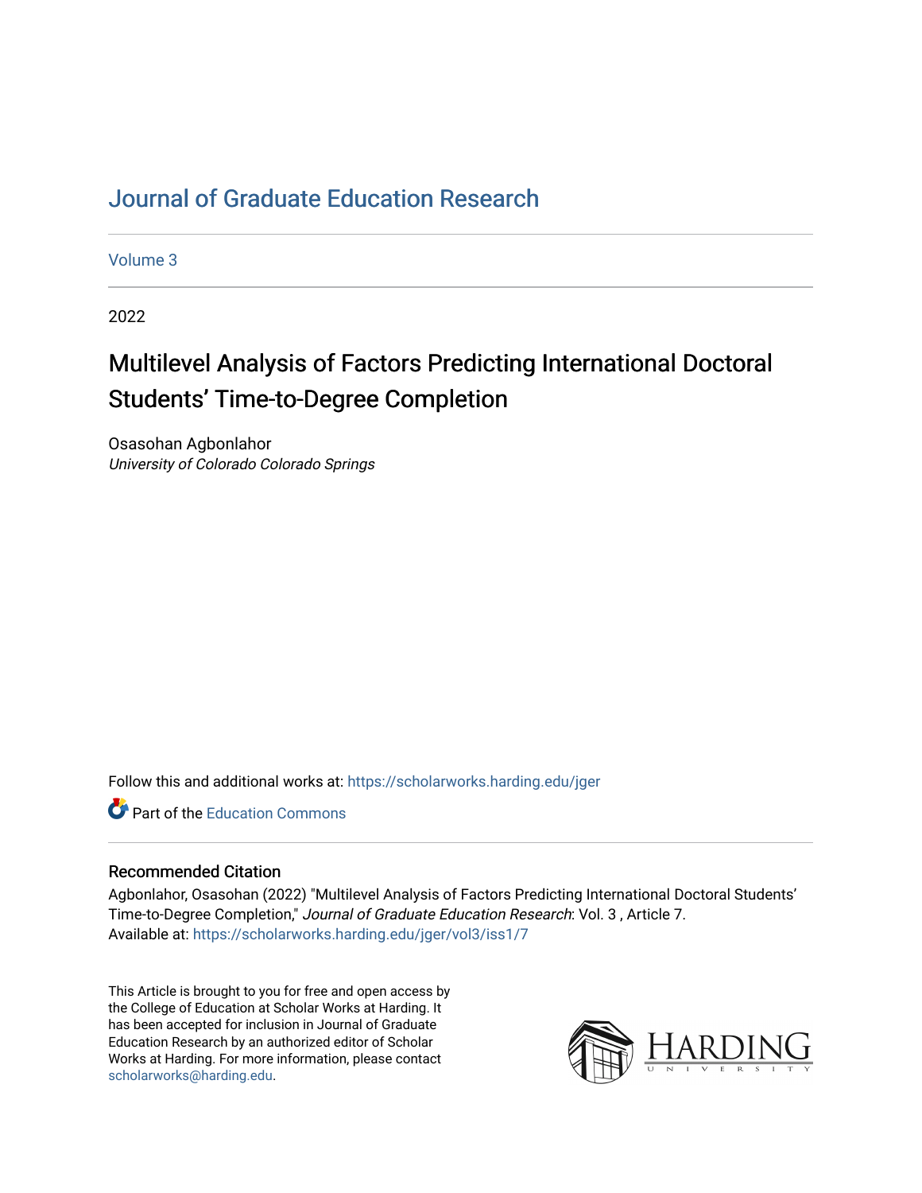# Journal of Graduate Education Research

Volume 3

2022

## Multilevel Analysis of Factors Predicting International Doctoral Students' Time-to-Degree Completion

Osasohan Agbonlahor
*University of Colorado Colorado Springs*

Follow this and additional works at: https://scholarworks.harding.edu/jger

Part of the Education Commons

### Recommended Citation

Agbonlahor, Osasohan (2022) "Multilevel Analysis of Factors Predicting International Doctoral Students' Time-to-Degree Completion," *Journal of Graduate Education Research*: Vol. 3 , Article 7.
Available at: https://scholarworks.harding.edu/jger/vol3/iss1/7

This Article is brought to you for free and open access by the College of Education at Scholar Works at Harding. It has been accepted for inclusion in Journal of Graduate Education Research by an authorized editor of Scholar Works at Harding. For more information, please contact scholarworks@harding.edu.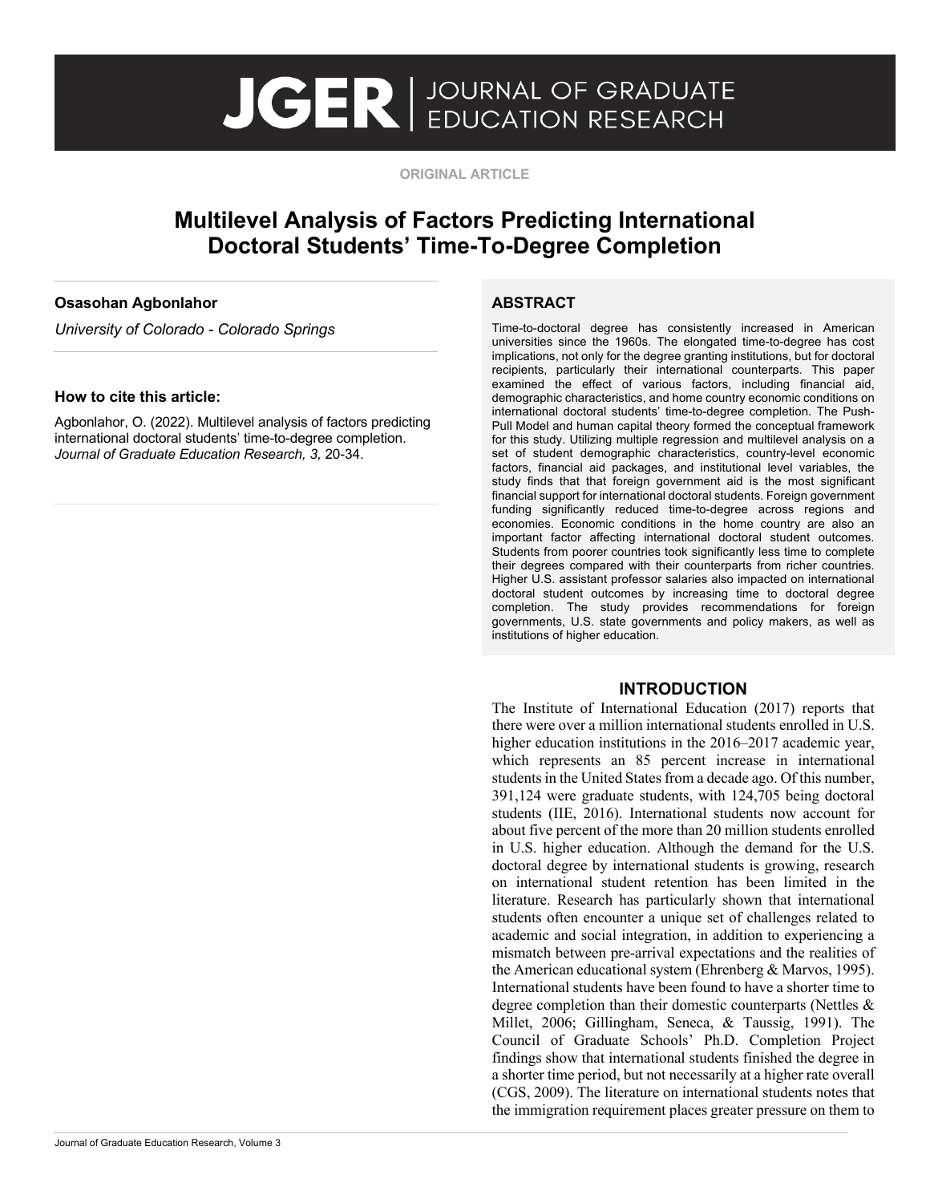# Multilevel Analysis of Factors Predicting International Doctoral Students' Time-To-Degree Completion

**ORIGINAL ARTICLE**

**Osasohan Agbonlahor**

*University of Colorado - Colorado Springs*

**How to cite this article:**

Agbonlahor, O. (2022). Multilevel analysis of factors predicting international doctoral students' time-to-degree completion. *Journal of Graduate Education Research, 3,* 20-34.

## ABSTRACT

Time-to-doctoral degree has consistently increased in American universities since the 1960s. The elongated time-to-degree has cost implications, not only for the degree granting institutions, but for doctoral recipients, particularly their international counterparts. This paper examined the effect of various factors, including financial aid, demographic characteristics, and home country economic conditions on international doctoral students' time-to-degree completion. The Push-Pull Model and human capital theory formed the conceptual framework for this study. Utilizing multiple regression and multilevel analysis on a set of student demographic characteristics, country-level economic factors, financial aid packages, and institutional level variables, the study finds that that foreign government aid is the most significant financial support for international doctoral students. Foreign government funding significantly reduced time-to-degree across regions and economies. Economic conditions in the home country are also an important factor affecting international doctoral student outcomes. Students from poorer countries took significantly less time to complete their degrees compared with their counterparts from richer countries. Higher U.S. assistant professor salaries also impacted on international doctoral student outcomes by increasing time to doctoral degree completion. The study provides recommendations for foreign governments, U.S. state governments and policy makers, as well as institutions of higher education.

## INTRODUCTION

The Institute of International Education (2017) reports that there were over a million international students enrolled in U.S. higher education institutions in the 2016–2017 academic year, which represents an 85 percent increase in international students in the United States from a decade ago. Of this number, 391,124 were graduate students, with 124,705 being doctoral students (IIE, 2016). International students now account for about five percent of the more than 20 million students enrolled in U.S. higher education. Although the demand for the U.S. doctoral degree by international students is growing, research on international student retention has been limited in the literature. Research has particularly shown that international students often encounter a unique set of challenges related to academic and social integration, in addition to experiencing a mismatch between pre-arrival expectations and the realities of the American educational system (Ehrenberg & Marvos, 1995). International students have been found to have a shorter time to degree completion than their domestic counterparts (Nettles & Millet, 2006; Gillingham, Seneca, & Taussig, 1991). The Council of Graduate Schools' Ph.D. Completion Project findings show that international students finished the degree in a shorter time period, but not necessarily at a higher rate overall (CGS, 2009). The literature on international students notes that the immigration requirement places greater pressure on them to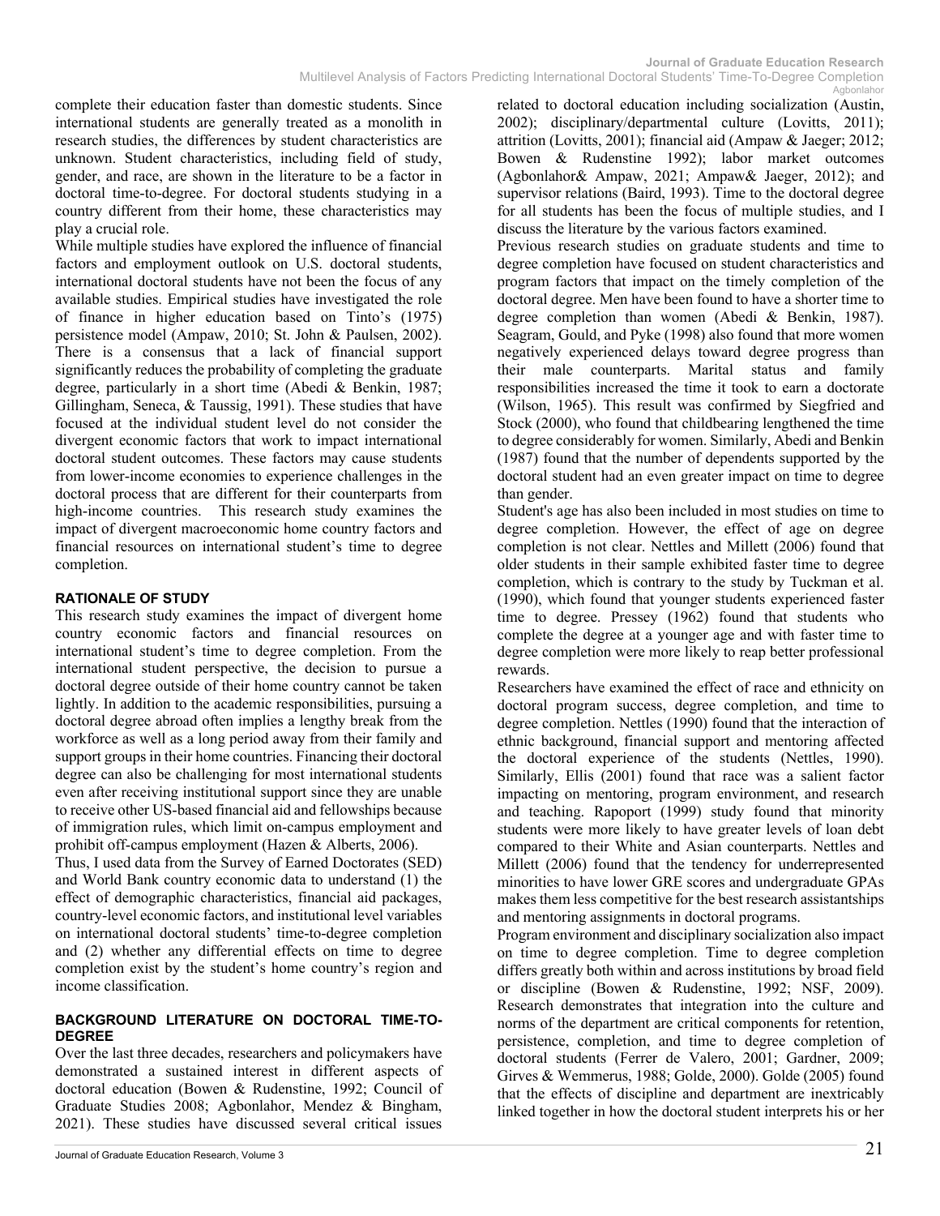complete their education faster than domestic students. Since international students are generally treated as a monolith in research studies, the differences by student characteristics are unknown. Student characteristics, including field of study, gender, and race, are shown in the literature to be a factor in doctoral time-to-degree. For doctoral students studying in a country different from their home, these characteristics may play a crucial role.

While multiple studies have explored the influence of financial factors and employment outlook on U.S. doctoral students, international doctoral students have not been the focus of any available studies. Empirical studies have investigated the role of finance in higher education based on Tinto's (1975) persistence model (Ampaw, 2010; St. John & Paulsen, 2002). There is a consensus that a lack of financial support significantly reduces the probability of completing the graduate degree, particularly in a short time (Abedi & Benkin, 1987; Gillingham, Seneca, & Taussig, 1991). These studies that have focused at the individual student level do not consider the divergent economic factors that work to impact international doctoral student outcomes. These factors may cause students from lower-income economies to experience challenges in the doctoral process that are different for their counterparts from high-income countries. This research study examines the impact of divergent macroeconomic home country factors and financial resources on international student's time to degree completion.

## RATIONALE OF STUDY

This research study examines the impact of divergent home country economic factors and financial resources on international student's time to degree completion. From the international student perspective, the decision to pursue a doctoral degree outside of their home country cannot be taken lightly. In addition to the academic responsibilities, pursuing a doctoral degree abroad often implies a lengthy break from the workforce as well as a long period away from their family and support groups in their home countries. Financing their doctoral degree can also be challenging for most international students even after receiving institutional support since they are unable to receive other US-based financial aid and fellowships because of immigration rules, which limit on-campus employment and prohibit off-campus employment (Hazen & Alberts, 2006).

Thus, I used data from the Survey of Earned Doctorates (SED) and World Bank country economic data to understand (1) the effect of demographic characteristics, financial aid packages, country-level economic factors, and institutional level variables on international doctoral students' time-to-degree completion and (2) whether any differential effects on time to degree completion exist by the student's home country's region and income classification.

## BACKGROUND LITERATURE ON DOCTORAL TIME-TO-DEGREE

Over the last three decades, researchers and policymakers have demonstrated a sustained interest in different aspects of doctoral education (Bowen & Rudenstine, 1992; Council of Graduate Studies 2008; Agbonlahor, Mendez & Bingham, 2021). These studies have discussed several critical issues related to doctoral education including socialization (Austin, 2002); disciplinary/departmental culture (Lovitts, 2011); attrition (Lovitts, 2001); financial aid (Ampaw & Jaeger; 2012; Bowen & Rudenstine 1992); labor market outcomes (Agbonlahor& Ampaw, 2021; Ampaw& Jaeger, 2012); and supervisor relations (Baird, 1993). Time to the doctoral degree for all students has been the focus of multiple studies, and I discuss the literature by the various factors examined.

Previous research studies on graduate students and time to degree completion have focused on student characteristics and program factors that impact on the timely completion of the doctoral degree. Men have been found to have a shorter time to degree completion than women (Abedi & Benkin, 1987). Seagram, Gould, and Pyke (1998) also found that more women negatively experienced delays toward degree progress than their male counterparts. Marital status and family responsibilities increased the time it took to earn a doctorate (Wilson, 1965). This result was confirmed by Siegfried and Stock (2000), who found that childbearing lengthened the time to degree considerably for women. Similarly, Abedi and Benkin (1987) found that the number of dependents supported by the doctoral student had an even greater impact on time to degree than gender.

Student's age has also been included in most studies on time to degree completion. However, the effect of age on degree completion is not clear. Nettles and Millett (2006) found that older students in their sample exhibited faster time to degree completion, which is contrary to the study by Tuckman et al. (1990), which found that younger students experienced faster time to degree. Pressey (1962) found that students who complete the degree at a younger age and with faster time to degree completion were more likely to reap better professional rewards.

Researchers have examined the effect of race and ethnicity on doctoral program success, degree completion, and time to degree completion. Nettles (1990) found that the interaction of ethnic background, financial support and mentoring affected the doctoral experience of the students (Nettles, 1990). Similarly, Ellis (2001) found that race was a salient factor impacting on mentoring, program environment, and research and teaching. Rapoport (1999) study found that minority students were more likely to have greater levels of loan debt compared to their White and Asian counterparts. Nettles and Millett (2006) found that the tendency for underrepresented minorities to have lower GRE scores and undergraduate GPAs makes them less competitive for the best research assistantships and mentoring assignments in doctoral programs.

Program environment and disciplinary socialization also impact on time to degree completion. Time to degree completion differs greatly both within and across institutions by broad field or discipline (Bowen & Rudenstine, 1992; NSF, 2009). Research demonstrates that integration into the culture and norms of the department are critical components for retention, persistence, completion, and time to degree completion of doctoral students (Ferrer de Valero, 2001; Gardner, 2009; Girves & Wemmerus, 1988; Golde, 2000). Golde (2005) found that the effects of discipline and department are inextricably linked together in how the doctoral student interprets his or her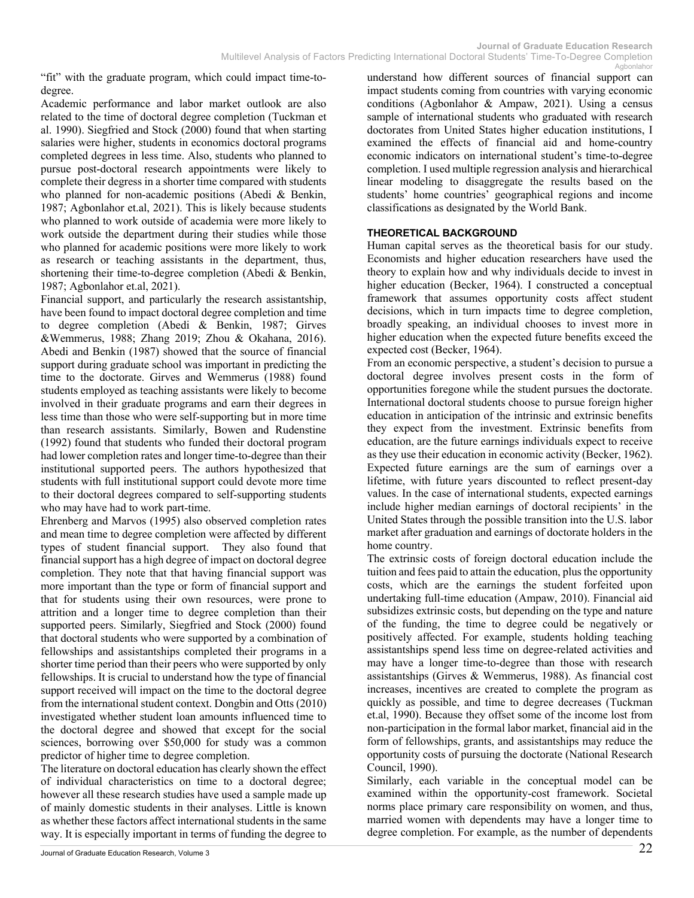"fit" with the graduate program, which could impact time-to-degree.

Academic performance and labor market outlook are also related to the time of doctoral degree completion (Tuckman et al. 1990). Siegfried and Stock (2000) found that when starting salaries were higher, students in economics doctoral programs completed degrees in less time. Also, students who planned to pursue post-doctoral research appointments were likely to complete their degress in a shorter time compared with students who planned for non-academic positions (Abedi & Benkin, 1987; Agbonlahor et.al, 2021). This is likely because students who planned to work outside of academia were more likely to work outside the department during their studies while those who planned for academic positions were more likely to work as research or teaching assistants in the department, thus, shortening their time-to-degree completion (Abedi & Benkin, 1987; Agbonlahor et.al, 2021).

Financial support, and particularly the research assistantship, have been found to impact doctoral degree completion and time to degree completion (Abedi & Benkin, 1987; Girves &Wemmerus, 1988; Zhang 2019; Zhou & Okahana, 2016). Abedi and Benkin (1987) showed that the source of financial support during graduate school was important in predicting the time to the doctorate. Girves and Wemmerus (1988) found students employed as teaching assistants were likely to become involved in their graduate programs and earn their degrees in less time than those who were self-supporting but in more time than research assistants. Similarly, Bowen and Rudenstine (1992) found that students who funded their doctoral program had lower completion rates and longer time-to-degree than their institutional supported peers. The authors hypothesized that students with full institutional support could devote more time to their doctoral degrees compared to self-supporting students who may have had to work part-time.

Ehrenberg and Marvos (1995) also observed completion rates and mean time to degree completion were affected by different types of student financial support. They also found that financial support has a high degree of impact on doctoral degree completion. They note that that having financial support was more important than the type or form of financial support and that for students using their own resources, were prone to attrition and a longer time to degree completion than their supported peers. Similarly, Siegfried and Stock (2000) found that doctoral students who were supported by a combination of fellowships and assistantships completed their programs in a shorter time period than their peers who were supported by only fellowships. It is crucial to understand how the type of financial support received will impact on the time to the doctoral degree from the international student context. Dongbin and Otts (2010) investigated whether student loan amounts influenced time to the doctoral degree and showed that except for the social sciences, borrowing over $50,000 for study was a common predictor of higher time to degree completion.

The literature on doctoral education has clearly shown the effect of individual characteristics on time to a doctoral degree; however all these research studies have used a sample made up of mainly domestic students in their analyses. Little is known as whether these factors affect international students in the same way. It is especially important in terms of funding the degree to understand how different sources of financial support can impact students coming from countries with varying economic conditions (Agbonlahor & Ampaw, 2021). Using a census sample of international students who graduated with research doctorates from United States higher education institutions, I examined the effects of financial aid and home-country economic indicators on international student's time-to-degree completion. I used multiple regression analysis and hierarchical linear modeling to disaggregate the results based on the students' home countries' geographical regions and income classifications as designated by the World Bank.

## THEORETICAL BACKGROUND

Human capital serves as the theoretical basis for our study. Economists and higher education researchers have used the theory to explain how and why individuals decide to invest in higher education (Becker, 1964). I constructed a conceptual framework that assumes opportunity costs affect student decisions, which in turn impacts time to degree completion, broadly speaking, an individual chooses to invest more in higher education when the expected future benefits exceed the expected cost (Becker, 1964).

From an economic perspective, a student's decision to pursue a doctoral degree involves present costs in the form of opportunities foregone while the student pursues the doctorate. International doctoral students choose to pursue foreign higher education in anticipation of the intrinsic and extrinsic benefits they expect from the investment. Extrinsic benefits from education, are the future earnings individuals expect to receive as they use their education in economic activity (Becker, 1962). Expected future earnings are the sum of earnings over a lifetime, with future years discounted to reflect present-day values. In the case of international students, expected earnings include higher median earnings of doctoral recipients' in the United States through the possible transition into the U.S. labor market after graduation and earnings of doctorate holders in the home country.

The extrinsic costs of foreign doctoral education include the tuition and fees paid to attain the education, plus the opportunity costs, which are the earnings the student forfeited upon undertaking full-time education (Ampaw, 2010). Financial aid subsidizes extrinsic costs, but depending on the type and nature of the funding, the time to degree could be negatively or positively affected. For example, students holding teaching assistantships spend less time on degree-related activities and may have a longer time-to-degree than those with research assistantships (Girves & Wemmerus, 1988). As financial cost increases, incentives are created to complete the program as quickly as possible, and time to degree decreases (Tuckman et.al, 1990). Because they offset some of the income lost from non-participation in the formal labor market, financial aid in the form of fellowships, grants, and assistantships may reduce the opportunity costs of pursuing the doctorate (National Research Council, 1990).

Similarly, each variable in the conceptual model can be examined within the opportunity-cost framework. Societal norms place primary care responsibility on women, and thus, married women with dependents may have a longer time to degree completion. For example, as the number of dependents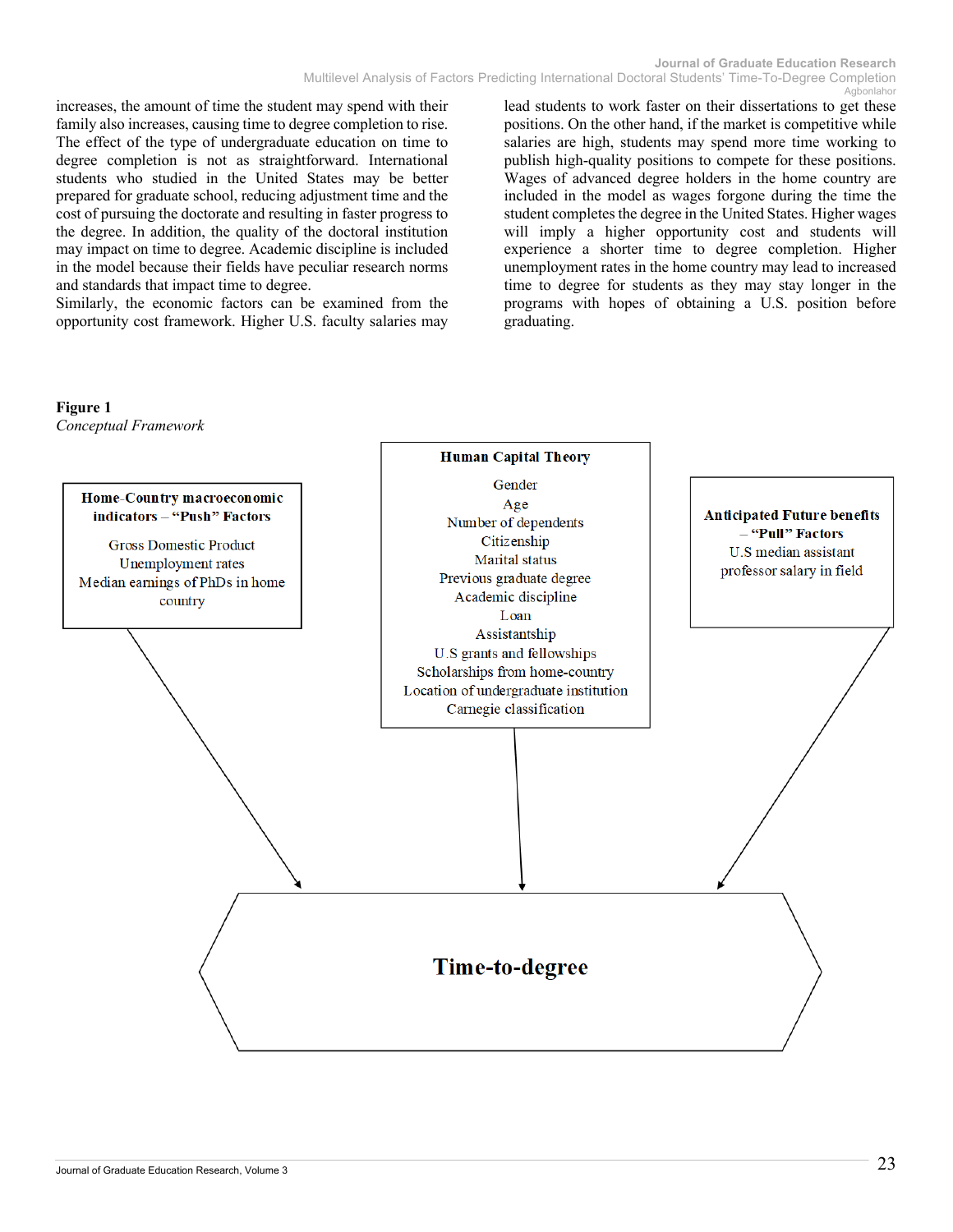increases, the amount of time the student may spend with their family also increases, causing time to degree completion to rise. The effect of the type of undergraduate education on time to degree completion is not as straightforward. International students who studied in the United States may be better prepared for graduate school, reducing adjustment time and the cost of pursuing the doctorate and resulting in faster progress to the degree. In addition, the quality of the doctoral institution may impact on time to degree. Academic discipline is included in the model because their fields have peculiar research norms and standards that impact time to degree.

Similarly, the economic factors can be examined from the opportunity cost framework. Higher U.S. faculty salaries may lead students to work faster on their dissertations to get these positions. On the other hand, if the market is competitive while salaries are high, students may spend more time working to publish high-quality positions to compete for these positions. Wages of advanced degree holders in the home country are included in the model as wages forgone during the time the student completes the degree in the United States. Higher wages will imply a higher opportunity cost and students will experience a shorter time to degree completion. Higher unemployment rates in the home country may lead to increased time to degree for students as they may stay longer in the programs with hopes of obtaining a U.S. position before graduating.

**Figure 1**

*Conceptual Framework*

**Home-Country macroeconomic indicators – "Push" Factors**

Gross Domestic Product
Unemployment rates
Median earnings of PhDs in home country

**Human Capital Theory**

Gender
Age
Number of dependents
Citizenship
Marital status
Previous graduate degree
Academic discipline
Loan
Assistantship
U.S grants and fellowships
Scholarships from home-country
Location of undergraduate institution
Carnegie classification

**Anticipated Future benefits – "Pull" Factors**

U.S median assistant professor salary in field

**Time-to-degree**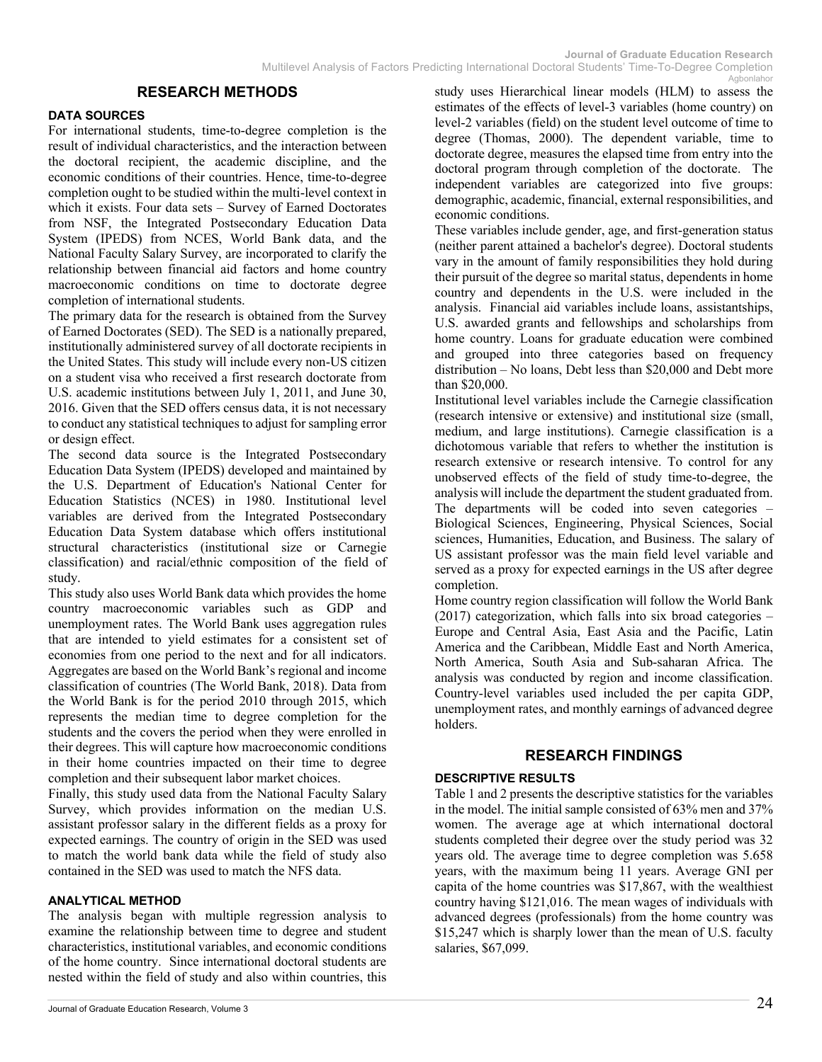## RESEARCH METHODS

### DATA SOURCES

For international students, time-to-degree completion is the result of individual characteristics, and the interaction between the doctoral recipient, the academic discipline, and the economic conditions of their countries. Hence, time-to-degree completion ought to be studied within the multi-level context in which it exists. Four data sets – Survey of Earned Doctorates from NSF, the Integrated Postsecondary Education Data System (IPEDS) from NCES, World Bank data, and the National Faculty Salary Survey, are incorporated to clarify the relationship between financial aid factors and home country macroeconomic conditions on time to doctorate degree completion of international students.

The primary data for the research is obtained from the Survey of Earned Doctorates (SED). The SED is a nationally prepared, institutionally administered survey of all doctorate recipients in the United States. This study will include every non-US citizen on a student visa who received a first research doctorate from U.S. academic institutions between July 1, 2011, and June 30, 2016. Given that the SED offers census data, it is not necessary to conduct any statistical techniques to adjust for sampling error or design effect.

The second data source is the Integrated Postsecondary Education Data System (IPEDS) developed and maintained by the U.S. Department of Education's National Center for Education Statistics (NCES) in 1980. Institutional level variables are derived from the Integrated Postsecondary Education Data System database which offers institutional structural characteristics (institutional size or Carnegie classification) and racial/ethnic composition of the field of study.

This study also uses World Bank data which provides the home country macroeconomic variables such as GDP and unemployment rates. The World Bank uses aggregation rules that are intended to yield estimates for a consistent set of economies from one period to the next and for all indicators. Aggregates are based on the World Bank's regional and income classification of countries (The World Bank, 2018). Data from the World Bank is for the period 2010 through 2015, which represents the median time to degree completion for the students and the covers the period when they were enrolled in their degrees. This will capture how macroeconomic conditions in their home countries impacted on their time to degree completion and their subsequent labor market choices.

Finally, this study used data from the National Faculty Salary Survey, which provides information on the median U.S. assistant professor salary in the different fields as a proxy for expected earnings. The country of origin in the SED was used to match the world bank data while the field of study also contained in the SED was used to match the NFS data.

### ANALYTICAL METHOD

The analysis began with multiple regression analysis to examine the relationship between time to degree and student characteristics, institutional variables, and economic conditions of the home country. Since international doctoral students are nested within the field of study and also within countries, this study uses Hierarchical linear models (HLM) to assess the estimates of the effects of level-3 variables (home country) on level-2 variables (field) on the student level outcome of time to degree (Thomas, 2000). The dependent variable, time to doctorate degree, measures the elapsed time from entry into the doctoral program through completion of the doctorate. The independent variables are categorized into five groups: demographic, academic, financial, external responsibilities, and economic conditions.

These variables include gender, age, and first-generation status (neither parent attained a bachelor's degree). Doctoral students vary in the amount of family responsibilities they hold during their pursuit of the degree so marital status, dependents in home country and dependents in the U.S. were included in the analysis. Financial aid variables include loans, assistantships, U.S. awarded grants and fellowships and scholarships from home country. Loans for graduate education were combined and grouped into three categories based on frequency distribution – No loans, Debt less than $20,000 and Debt more than $20,000.

Institutional level variables include the Carnegie classification (research intensive or extensive) and institutional size (small, medium, and large institutions). Carnegie classification is a dichotomous variable that refers to whether the institution is research extensive or research intensive. To control for any unobserved effects of the field of study time-to-degree, the analysis will include the department the student graduated from. The departments will be coded into seven categories – Biological Sciences, Engineering, Physical Sciences, Social sciences, Humanities, Education, and Business. The salary of US assistant professor was the main field level variable and served as a proxy for expected earnings in the US after degree completion.

Home country region classification will follow the World Bank (2017) categorization, which falls into six broad categories – Europe and Central Asia, East Asia and the Pacific, Latin America and the Caribbean, Middle East and North America, North America, South Asia and Sub-saharan Africa. The analysis was conducted by region and income classification. Country-level variables used included the per capita GDP, unemployment rates, and monthly earnings of advanced degree holders.

## RESEARCH FINDINGS

### DESCRIPTIVE RESULTS

Table 1 and 2 presents the descriptive statistics for the variables in the model. The initial sample consisted of 63% men and 37% women. The average age at which international doctoral students completed their degree over the study period was 32 years old. The average time to degree completion was 5.658 years, with the maximum being 11 years. Average GNI per capita of the home countries was $17,867, with the wealthiest country having $121,016. The mean wages of individuals with advanced degrees (professionals) from the home country was $15,247 which is sharply lower than the mean of U.S. faculty salaries, $67,099.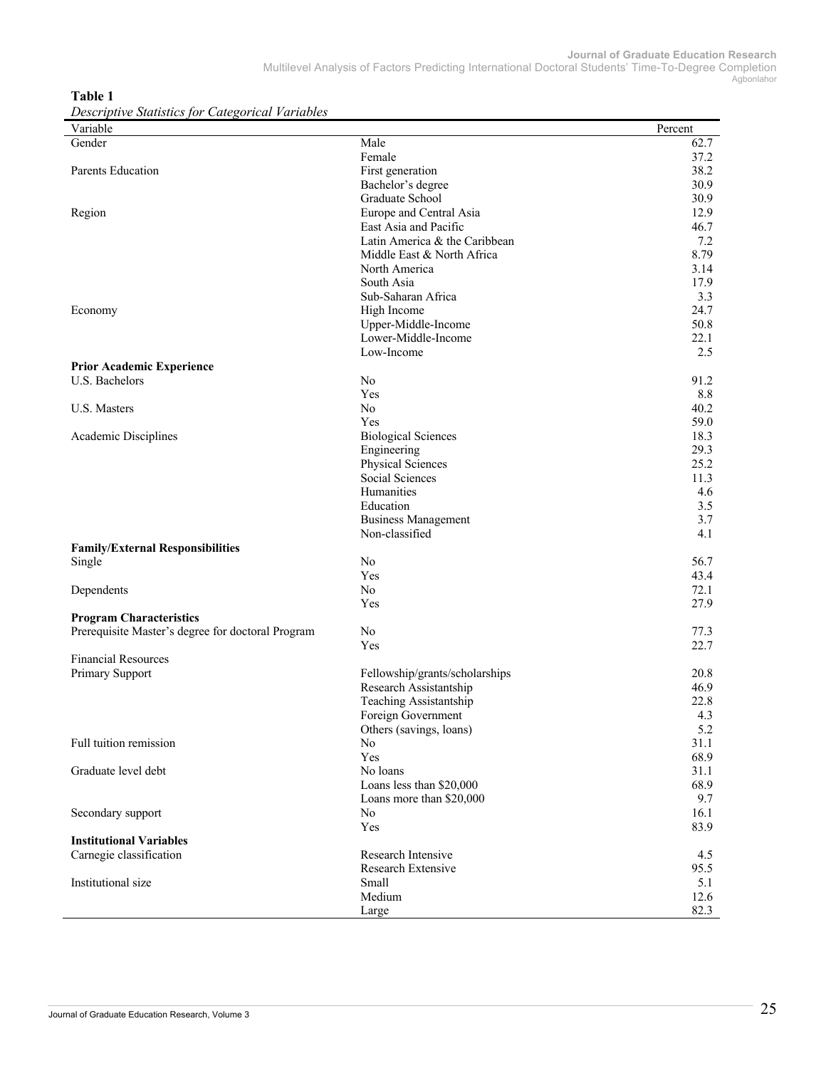**Table 1**

*Descriptive Statistics for Categorical Variables*

| Variable | | Percent |
|---|---|---|
| Gender | Male | 62.7 |
| | Female | 37.2 |
| Parents Education | First generation | 38.2 |
| | Bachelor's degree | 30.9 |
| | Graduate School | 30.9 |
| Region | Europe and Central Asia | 12.9 |
| | East Asia and Pacific | 46.7 |
| | Latin America & the Caribbean | 7.2 |
| | Middle East & North Africa | 8.79 |
| | North America | 3.14 |
| | South Asia | 17.9 |
| | Sub-Saharan Africa | 3.3 |
| Economy | High Income | 24.7 |
| | Upper-Middle-Income | 50.8 |
| | Lower-Middle-Income | 22.1 |
| | Low-Income | 2.5 |
| **Prior Academic Experience** | | |
| U.S. Bachelors | No | 91.2 |
| | Yes | 8.8 |
| U.S. Masters | No | 40.2 |
| | Yes | 59.0 |
| Academic Disciplines | Biological Sciences | 18.3 |
| | Engineering | 29.3 |
| | Physical Sciences | 25.2 |
| | Social Sciences | 11.3 |
| | Humanities | 4.6 |
| | Education | 3.5 |
| | Business Management | 3.7 |
| | Non-classified | 4.1 |
| **Family/External Responsibilities** | | |
| Single | No | 56.7 |
| | Yes | 43.4 |
| Dependents | No | 72.1 |
| | Yes | 27.9 |
| **Program Characteristics** | | |
| Prerequisite Master's degree for doctoral Program | No | 77.3 |
| | Yes | 22.7 |
| Financial Resources | | |
| Primary Support | Fellowship/grants/scholarships | 20.8 |
| | Research Assistantship | 46.9 |
| | Teaching Assistantship | 22.8 |
| | Foreign Government | 4.3 |
| | Others (savings, loans) | 5.2 |
| Full tuition remission | No | 31.1 |
| | Yes | 68.9 |
| Graduate level debt | No loans | 31.1 |
| | Loans less than $20,000 | 68.9 |
| | Loans more than $20,000 | 9.7 |
| Secondary support | No | 16.1 |
| | Yes | 83.9 |
| **Institutional Variables** | | |
| Carnegie classification | Research Intensive | 4.5 |
| | Research Extensive | 95.5 |
| Institutional size | Small | 5.1 |
| | Medium | 12.6 |
| | Large | 82.3 |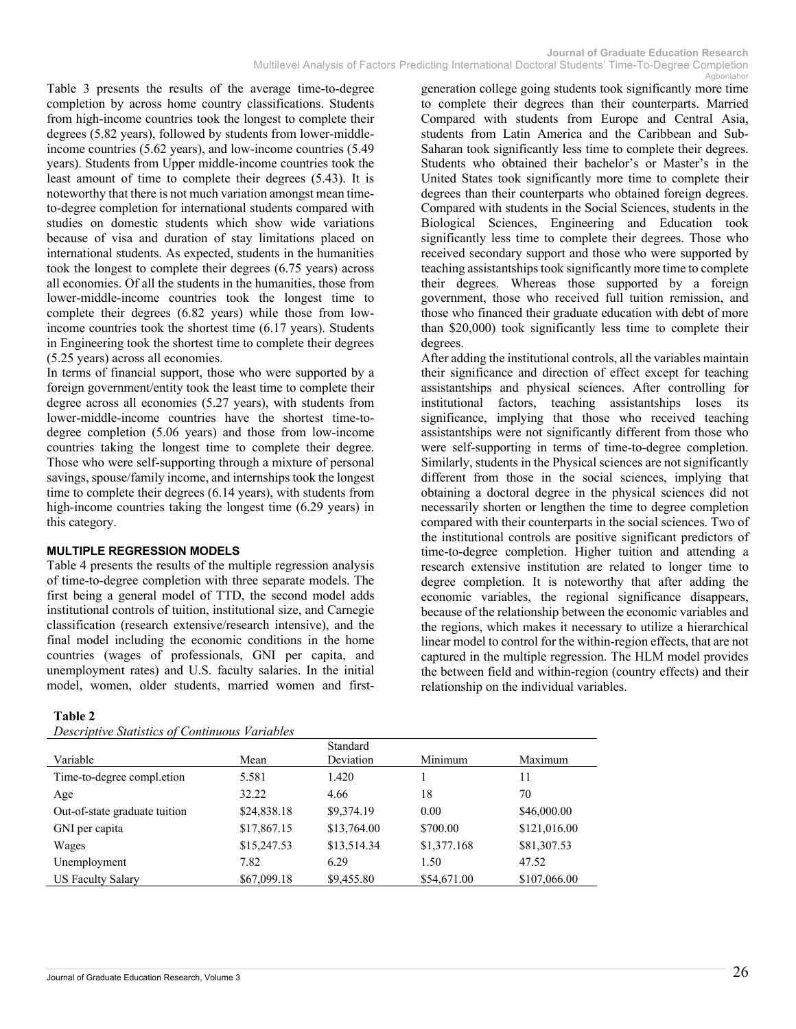Table 3 presents the results of the average time-to-degree completion by across home country classifications. Students from high-income countries took the longest to complete their degrees (5.82 years), followed by students from lower-middle-income countries (5.62 years), and low-income countries (5.49 years). Students from Upper middle-income countries took the least amount of time to complete their degrees (5.43). It is noteworthy that there is not much variation amongst mean time-to-degree completion for international students compared with studies on domestic students which show wide variations because of visa and duration of stay limitations placed on international students. As expected, students in the humanities took the longest to complete their degrees (6.75 years) across all economies. Of all the students in the humanities, those from lower-middle-income countries took the longest time to complete their degrees (6.82 years) while those from low-income countries took the shortest time (6.17 years). Students in Engineering took the shortest time to complete their degrees (5.25 years) across all economies.

In terms of financial support, those who were supported by a foreign government/entity took the least time to complete their degree across all economies (5.27 years), with students from lower-middle-income countries have the shortest time-to-degree completion (5.06 years) and those from low-income countries taking the longest time to complete their degree. Those who were self-supporting through a mixture of personal savings, spouse/family income, and internships took the longest time to complete their degrees (6.14 years), with students from high-income countries taking the longest time (6.29 years) in this category.

**MULTIPLE REGRESSION MODELS**

Table 4 presents the results of the multiple regression analysis of time-to-degree completion with three separate models. The first being a general model of TTD, the second model adds institutional controls of tuition, institutional size, and Carnegie classification (research extensive/research intensive), and the final model including the economic conditions in the home countries (wages of professionals, GNI per capita, and unemployment rates) and U.S. faculty salaries. In the initial model, women, older students, married women and first-generation college going students took significantly more time to complete their degrees than their counterparts. Married Compared with students from Europe and Central Asia, students from Latin America and the Caribbean and Sub-Saharan took significantly less time to complete their degrees. Students who obtained their bachelor's or Master's in the United States took significantly more time to complete their degrees than their counterparts who obtained foreign degrees. Compared with students in the Social Sciences, students in the Biological Sciences, Engineering and Education took significantly less time to complete their degrees. Those who received secondary support and those who were supported by teaching assistantships took significantly more time to complete their degrees. Whereas those supported by a foreign government, those who received full tuition remission, and those who financed their graduate education with debt of more than $20,000) took significantly less time to complete their degrees.

After adding the institutional controls, all the variables maintain their significance and direction of effect except for teaching assistantships and physical sciences. After controlling for institutional factors, teaching assistantships loses its significance, implying that those who received teaching assistantships were not significantly different from those who were self-supporting in terms of time-to-degree completion. Similarly, students in the Physical sciences are not significantly different from those in the social sciences, implying that obtaining a doctoral degree in the physical sciences did not necessarily shorten or lengthen the time to degree completion compared with their counterparts in the social sciences. Two of the institutional controls are positive significant predictors of time-to-degree completion. Higher tuition and attending a research extensive institution are related to longer time to degree completion. It is noteworthy that after adding the economic variables, the regional significance disappears, because of the relationship between the economic variables and the regions, which makes it necessary to utilize a hierarchical linear model to control for the within-region effects, that are not captured in the multiple regression. The HLM model provides the between field and within-region (country effects) and their relationship on the individual variables.

**Table 2**

*Descriptive Statistics of Continuous Variables*

| Variable | Mean | Standard Deviation | Minimum | Maximum |
|---|---|---|---|---|
| Time-to-degree compl.etion | 5.581 | 1.420 | 1 | 11 |
| Age | 32.22 | 4.66 | 18 | 70 |
| Out-of-state graduate tuition | $24,838.18 | $9,374.19 | 0.00 | $46,000.00 |
| GNI per capita | $17,867.15 | $13,764.00 | $700.00 | $121,016.00 |
| Wages | $15,247.53 | $13,514.34 | $1,377.168 | $81,307.53 |
| Unemployment | 7.82 | 6.29 | 1.50 | 47.52 |
| US Faculty Salary | $67,099.18 | $9,455.80 | $54,671.00 | $107,066.00 |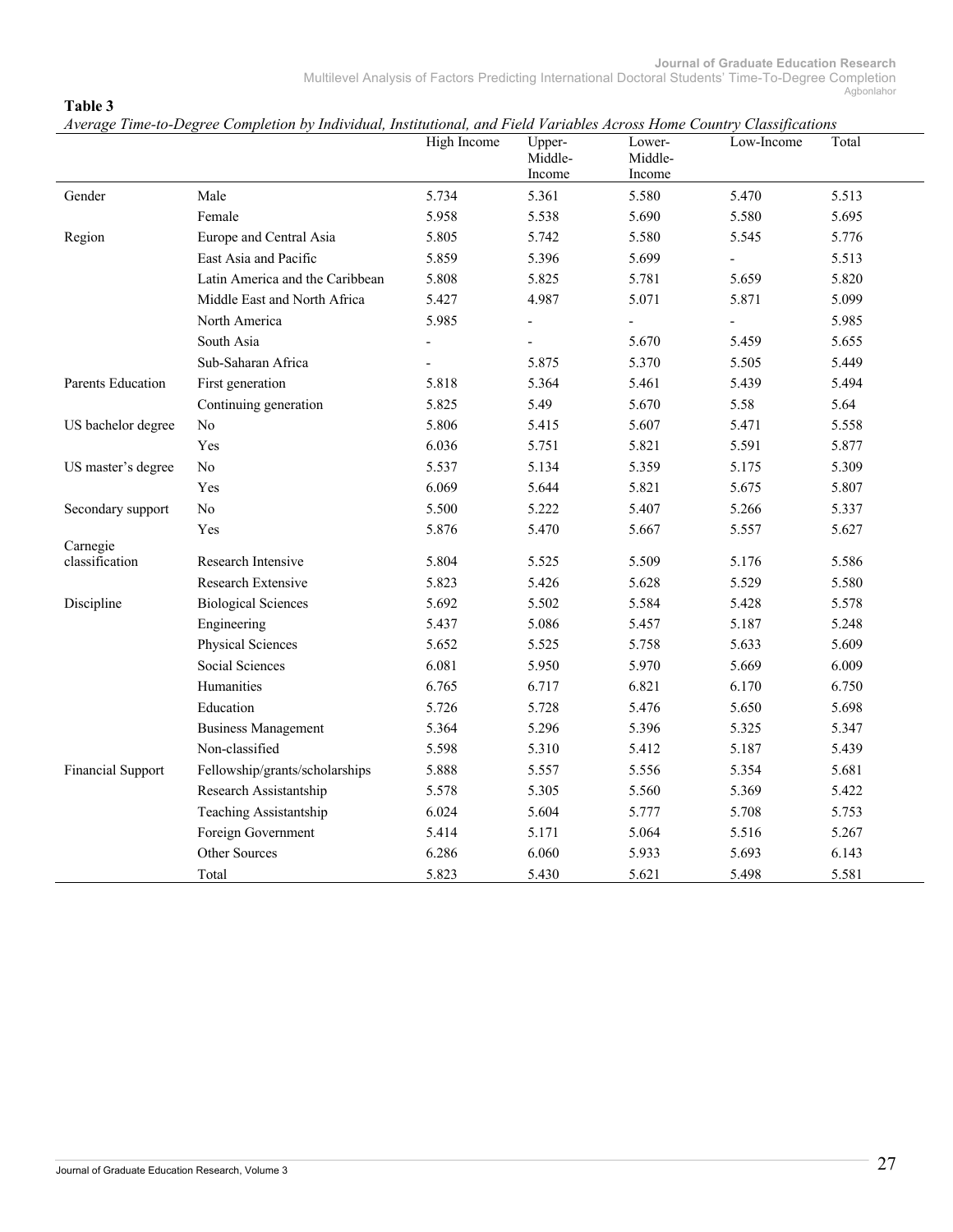**Table 3**

*Average Time-to-Degree Completion by Individual, Institutional, and Field Variables Across Home Country Classifications*

| | | High Income | Upper-Middle-Income | Lower-Middle-Income | Low-Income | Total |
|---|---|---|---|---|---|---|
| Gender | Male | 5.734 | 5.361 | 5.580 | 5.470 | 5.513 |
| | Female | 5.958 | 5.538 | 5.690 | 5.580 | 5.695 |
| Region | Europe and Central Asia | 5.805 | 5.742 | 5.580 | 5.545 | 5.776 |
| | East Asia and Pacific | 5.859 | 5.396 | 5.699 | - | 5.513 |
| | Latin America and the Caribbean | 5.808 | 5.825 | 5.781 | 5.659 | 5.820 |
| | Middle East and North Africa | 5.427 | 4.987 | 5.071 | 5.871 | 5.099 |
| | North America | 5.985 | - | - | - | 5.985 |
| | South Asia | - | - | 5.670 | 5.459 | 5.655 |
| | Sub-Saharan Africa | - | 5.875 | 5.370 | 5.505 | 5.449 |
| Parents Education | First generation | 5.818 | 5.364 | 5.461 | 5.439 | 5.494 |
| | Continuing generation | 5.825 | 5.49 | 5.670 | 5.58 | 5.64 |
| US bachelor degree | No | 5.806 | 5.415 | 5.607 | 5.471 | 5.558 |
| | Yes | 6.036 | 5.751 | 5.821 | 5.591 | 5.877 |
| US master's degree | No | 5.537 | 5.134 | 5.359 | 5.175 | 5.309 |
| | Yes | 6.069 | 5.644 | 5.821 | 5.675 | 5.807 |
| Secondary support | No | 5.500 | 5.222 | 5.407 | 5.266 | 5.337 |
| | Yes | 5.876 | 5.470 | 5.667 | 5.557 | 5.627 |
| Carnegie classification | Research Intensive | 5.804 | 5.525 | 5.509 | 5.176 | 5.586 |
| | Research Extensive | 5.823 | 5.426 | 5.628 | 5.529 | 5.580 |
| Discipline | Biological Sciences | 5.692 | 5.502 | 5.584 | 5.428 | 5.578 |
| | Engineering | 5.437 | 5.086 | 5.457 | 5.187 | 5.248 |
| | Physical Sciences | 5.652 | 5.525 | 5.758 | 5.633 | 5.609 |
| | Social Sciences | 6.081 | 5.950 | 5.970 | 5.669 | 6.009 |
| | Humanities | 6.765 | 6.717 | 6.821 | 6.170 | 6.750 |
| | Education | 5.726 | 5.728 | 5.476 | 5.650 | 5.698 |
| | Business Management | 5.364 | 5.296 | 5.396 | 5.325 | 5.347 |
| | Non-classified | 5.598 | 5.310 | 5.412 | 5.187 | 5.439 |
| Financial Support | Fellowship/grants/scholarships | 5.888 | 5.557 | 5.556 | 5.354 | 5.681 |
| | Research Assistantship | 5.578 | 5.305 | 5.560 | 5.369 | 5.422 |
| | Teaching Assistantship | 6.024 | 5.604 | 5.777 | 5.708 | 5.753 |
| | Foreign Government | 5.414 | 5.171 | 5.064 | 5.516 | 5.267 |
| | Other Sources | 6.286 | 6.060 | 5.933 | 5.693 | 6.143 |
| | Total | 5.823 | 5.430 | 5.621 | 5.498 | 5.581 |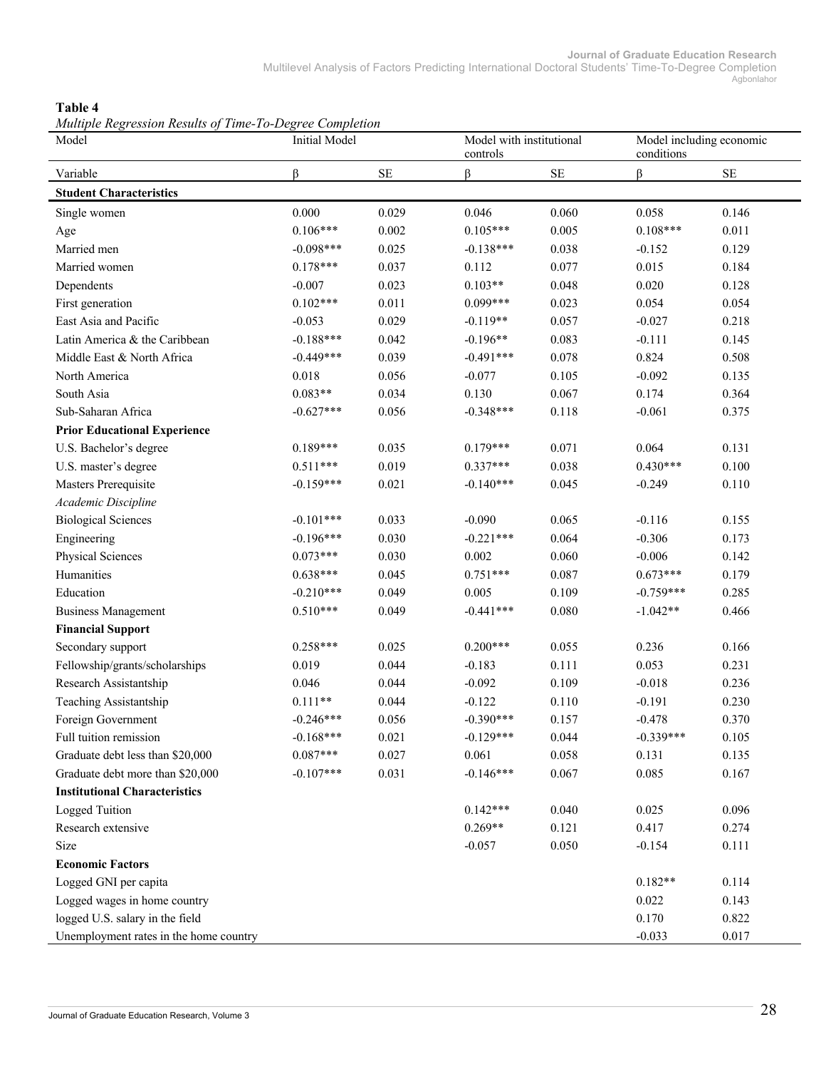**Table 4**

*Multiple Regression Results of Time-To-Degree Completion*

| Model | Initial Model | | Model with institutional controls | | Model including economic conditions | |
|---|---|---|---|---|---|---|
| Variable | β | SE | β | SE | β | SE |
| **Student Characteristics** | | | | | | |
| Single women | 0.000 | 0.029 | 0.046 | 0.060 | 0.058 | 0.146 |
| Age | 0.106*** | 0.002 | 0.105*** | 0.005 | 0.108*** | 0.011 |
| Married men | -0.098*** | 0.025 | -0.138*** | 0.038 | -0.152 | 0.129 |
| Married women | 0.178*** | 0.037 | 0.112 | 0.077 | 0.015 | 0.184 |
| Dependents | -0.007 | 0.023 | 0.103** | 0.048 | 0.020 | 0.128 |
| First generation | 0.102*** | 0.011 | 0.099*** | 0.023 | 0.054 | 0.054 |
| East Asia and Pacific | -0.053 | 0.029 | -0.119** | 0.057 | -0.027 | 0.218 |
| Latin America & the Caribbean | -0.188*** | 0.042 | -0.196** | 0.083 | -0.111 | 0.145 |
| Middle East & North Africa | -0.449*** | 0.039 | -0.491*** | 0.078 | 0.824 | 0.508 |
| North America | 0.018 | 0.056 | -0.077 | 0.105 | -0.092 | 0.135 |
| South Asia | 0.083** | 0.034 | 0.130 | 0.067 | 0.174 | 0.364 |
| Sub-Saharan Africa | -0.627*** | 0.056 | -0.348*** | 0.118 | -0.061 | 0.375 |
| **Prior Educational Experience** | | | | | | |
| U.S. Bachelor's degree | 0.189*** | 0.035 | 0.179*** | 0.071 | 0.064 | 0.131 |
| U.S. master's degree | 0.511*** | 0.019 | 0.337*** | 0.038 | 0.430*** | 0.100 |
| Masters Prerequisite | -0.159*** | 0.021 | -0.140*** | 0.045 | -0.249 | 0.110 |
| *Academic Discipline* | | | | | | |
| Biological Sciences | -0.101*** | 0.033 | -0.090 | 0.065 | -0.116 | 0.155 |
| Engineering | -0.196*** | 0.030 | -0.221*** | 0.064 | -0.306 | 0.173 |
| Physical Sciences | 0.073*** | 0.030 | 0.002 | 0.060 | -0.006 | 0.142 |
| Humanities | 0.638*** | 0.045 | 0.751*** | 0.087 | 0.673*** | 0.179 |
| Education | -0.210*** | 0.049 | 0.005 | 0.109 | -0.759*** | 0.285 |
| Business Management | 0.510*** | 0.049 | -0.441*** | 0.080 | -1.042** | 0.466 |
| **Financial Support** | | | | | | |
| Secondary support | 0.258*** | 0.025 | 0.200*** | 0.055 | 0.236 | 0.166 |
| Fellowship/grants/scholarships | 0.019 | 0.044 | -0.183 | 0.111 | 0.053 | 0.231 |
| Research Assistantship | 0.046 | 0.044 | -0.092 | 0.109 | -0.018 | 0.236 |
| Teaching Assistantship | 0.111** | 0.044 | -0.122 | 0.110 | -0.191 | 0.230 |
| Foreign Government | -0.246*** | 0.056 | -0.390*** | 0.157 | -0.478 | 0.370 |
| Full tuition remission | -0.168*** | 0.021 | -0.129*** | 0.044 | -0.339*** | 0.105 |
| Graduate debt less than $20,000 | 0.087*** | 0.027 | 0.061 | 0.058 | 0.131 | 0.135 |
| Graduate debt more than $20,000 | -0.107*** | 0.031 | -0.146*** | 0.067 | 0.085 | 0.167 |
| **Institutional Characteristics** | | | | | | |
| Logged Tuition | | | 0.142*** | 0.040 | 0.025 | 0.096 |
| Research extensive | | | 0.269** | 0.121 | 0.417 | 0.274 |
| Size | | | -0.057 | 0.050 | -0.154 | 0.111 |
| **Economic Factors** | | | | | | |
| Logged GNI per capita | | | | | 0.182** | 0.114 |
| Logged wages in home country | | | | | 0.022 | 0.143 |
| logged U.S. salary in the field | | | | | 0.170 | 0.822 |
| Unemployment rates in the home country | | | | | -0.033 | 0.017 |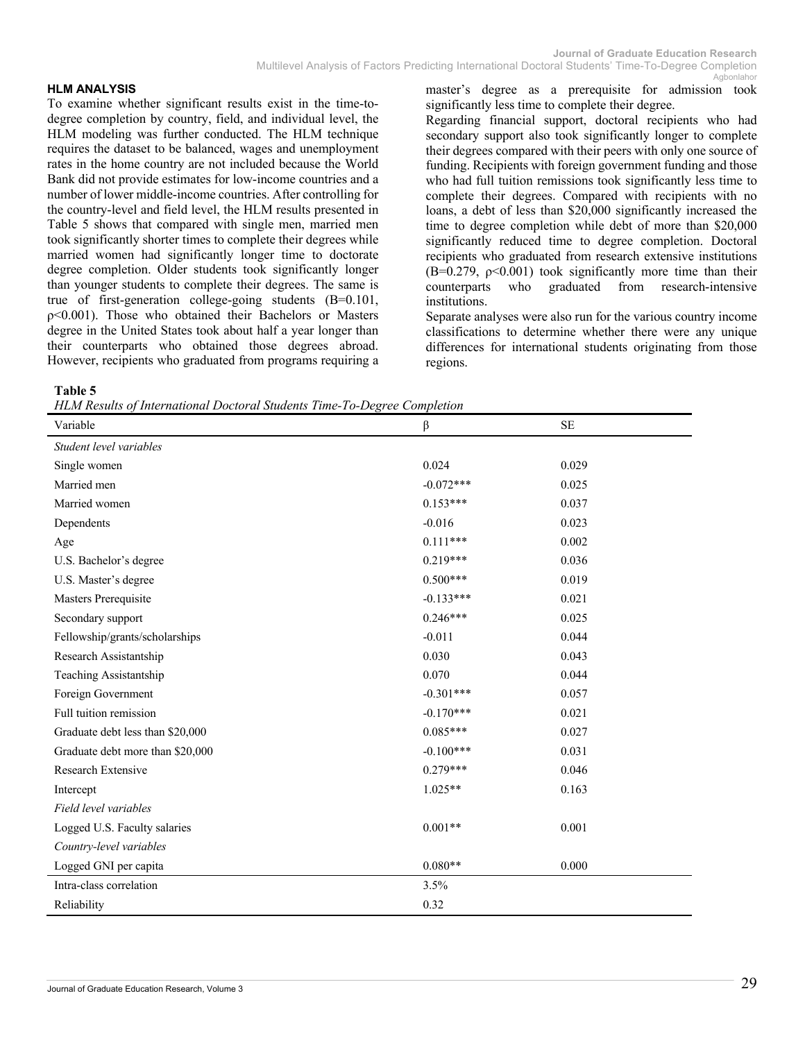## HLM ANALYSIS

To examine whether significant results exist in the time-to-degree completion by country, field, and individual level, the HLM modeling was further conducted. The HLM technique requires the dataset to be balanced, wages and unemployment rates in the home country are not included because the World Bank did not provide estimates for low-income countries and a number of lower middle-income countries. After controlling for the country-level and field level, the HLM results presented in Table 5 shows that compared with single men, married men took significantly shorter times to complete their degrees while married women had significantly longer time to doctorate degree completion. Older students took significantly longer than younger students to complete their degrees. The same is true of first-generation college-going students (B=0.101, $\rho<0.001$). Those who obtained their Bachelors or Masters degree in the United States took about half a year longer than their counterparts who obtained those degrees abroad. However, recipients who graduated from programs requiring a master's degree as a prerequisite for admission took significantly less time to complete their degree.

Regarding financial support, doctoral recipients who had secondary support also took significantly longer to complete their degrees compared with their peers with only one source of funding. Recipients with foreign government funding and those who had full tuition remissions took significantly less time to complete their degrees. Compared with recipients with no loans, a debt of less than \$20,000 significantly increased the time to degree completion while debt of more than \$20,000 significantly reduced time to degree completion. Doctoral recipients who graduated from research extensive institutions (B=0.279, $\rho<0.001$) took significantly more time than their counterparts who graduated from research-intensive institutions.

Separate analyses were also run for the various country income classifications to determine whether there were any unique differences for international students originating from those regions.

**Table 5**

*HLM Results of International Doctoral Students Time-To-Degree Completion*

| Variable | β | SE |
|---|---|---|
| *Student level variables* | | |
| Single women | 0.024 | 0.029 |
| Married men | -0.072*** | 0.025 |
| Married women | 0.153*** | 0.037 |
| Dependents | -0.016 | 0.023 |
| Age | 0.111*** | 0.002 |
| U.S. Bachelor's degree | 0.219*** | 0.036 |
| U.S. Master's degree | 0.500*** | 0.019 |
| Masters Prerequisite | -0.133*** | 0.021 |
| Secondary support | 0.246*** | 0.025 |
| Fellowship/grants/scholarships | -0.011 | 0.044 |
| Research Assistantship | 0.030 | 0.043 |
| Teaching Assistantship | 0.070 | 0.044 |
| Foreign Government | -0.301*** | 0.057 |
| Full tuition remission | -0.170*** | 0.021 |
| Graduate debt less than \$20,000 | 0.085*** | 0.027 |
| Graduate debt more than \$20,000 | -0.100*** | 0.031 |
| Research Extensive | 0.279*** | 0.046 |
| Intercept | 1.025** | 0.163 |
| *Field level variables* | | |
| Logged U.S. Faculty salaries | 0.001** | 0.001 |
| *Country-level variables* | | |
| Logged GNI per capita | 0.080** | 0.000 |
| Intra-class correlation | 3.5% | |
| Reliability | 0.32 | |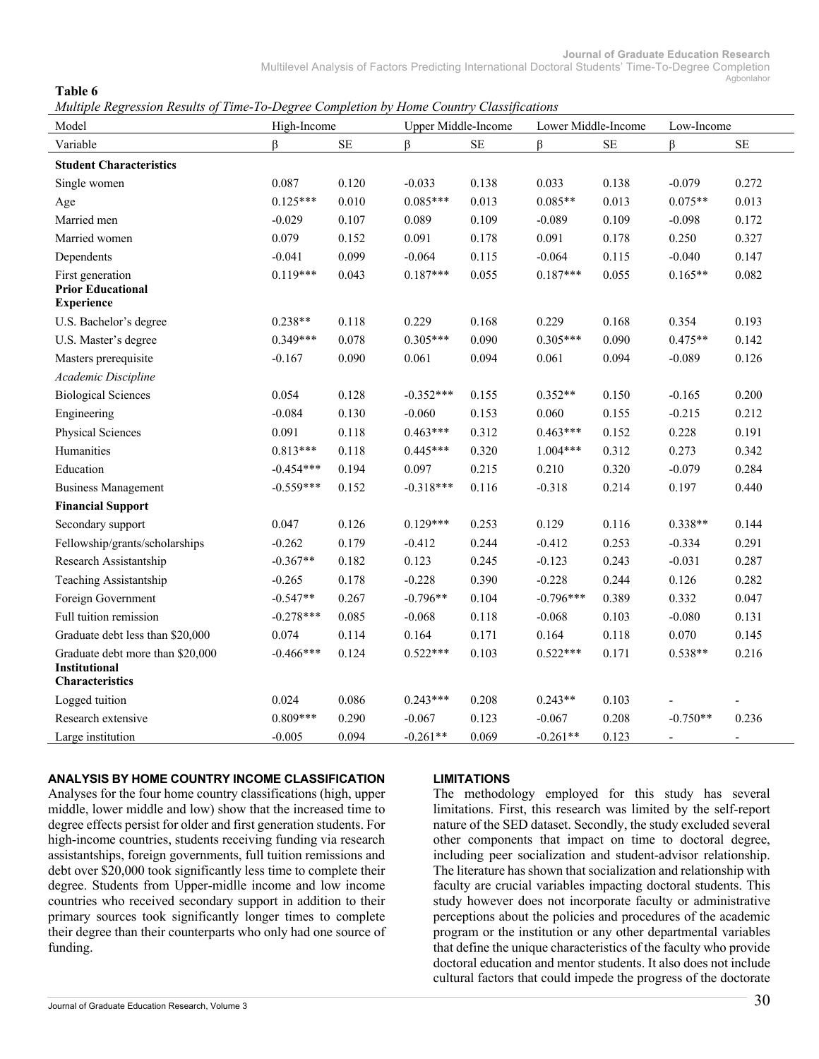**Table 6**

*Multiple Regression Results of Time-To-Degree Completion by Home Country Classifications*

| Model | High-Income | | Upper Middle-Income | | Lower Middle-Income | | Low-Income | |
|---|---|---|---|---|---|---|---|---|
| Variable | β | SE | β | SE | β | SE | β | SE |
| **Student Characteristics** | | | | | | | | |
| Single women | 0.087 | 0.120 | -0.033 | 0.138 | 0.033 | 0.138 | -0.079 | 0.272 |
| Age | 0.125*** | 0.010 | 0.085*** | 0.013 | 0.085** | 0.013 | 0.075** | 0.013 |
| Married men | -0.029 | 0.107 | 0.089 | 0.109 | -0.089 | 0.109 | -0.098 | 0.172 |
| Married women | 0.079 | 0.152 | 0.091 | 0.178 | 0.091 | 0.178 | 0.250 | 0.327 |
| Dependents | -0.041 | 0.099 | -0.064 | 0.115 | -0.064 | 0.115 | -0.040 | 0.147 |
| First generation | 0.119*** | 0.043 | 0.187*** | 0.055 | 0.187*** | 0.055 | 0.165** | 0.082 |
| **Prior Educational Experience** | | | | | | | | |
| U.S. Bachelor's degree | 0.238** | 0.118 | 0.229 | 0.168 | 0.229 | 0.168 | 0.354 | 0.193 |
| U.S. Master's degree | 0.349*** | 0.078 | 0.305*** | 0.090 | 0.305*** | 0.090 | 0.475** | 0.142 |
| Masters prerequisite | -0.167 | 0.090 | 0.061 | 0.094 | 0.061 | 0.094 | -0.089 | 0.126 |
| *Academic Discipline* | | | | | | | | |
| Biological Sciences | 0.054 | 0.128 | -0.352*** | 0.155 | 0.352** | 0.150 | -0.165 | 0.200 |
| Engineering | -0.084 | 0.130 | -0.060 | 0.153 | 0.060 | 0.155 | -0.215 | 0.212 |
| Physical Sciences | 0.091 | 0.118 | 0.463*** | 0.312 | 0.463*** | 0.152 | 0.228 | 0.191 |
| Humanities | 0.813*** | 0.118 | 0.445*** | 0.320 | 1.004*** | 0.312 | 0.273 | 0.342 |
| Education | -0.454*** | 0.194 | 0.097 | 0.215 | 0.210 | 0.320 | -0.079 | 0.284 |
| Business Management | -0.559*** | 0.152 | -0.318*** | 0.116 | -0.318 | 0.214 | 0.197 | 0.440 |
| **Financial Support** | | | | | | | | |
| Secondary support | 0.047 | 0.126 | 0.129*** | 0.253 | 0.129 | 0.116 | 0.338** | 0.144 |
| Fellowship/grants/scholarships | -0.262 | 0.179 | -0.412 | 0.244 | -0.412 | 0.253 | -0.334 | 0.291 |
| Research Assistantship | -0.367** | 0.182 | 0.123 | 0.245 | -0.123 | 0.243 | -0.031 | 0.287 |
| Teaching Assistantship | -0.265 | 0.178 | -0.228 | 0.390 | -0.228 | 0.244 | 0.126 | 0.282 |
| Foreign Government | -0.547** | 0.267 | -0.796** | 0.104 | -0.796*** | 0.389 | 0.332 | 0.047 |
| Full tuition remission | -0.278*** | 0.085 | -0.068 | 0.118 | -0.068 | 0.103 | -0.080 | 0.131 |
| Graduate debt less than $20,000 | 0.074 | 0.114 | 0.164 | 0.171 | 0.164 | 0.118 | 0.070 | 0.145 |
| Graduate debt more than $20,000 | -0.466*** | 0.124 | 0.522*** | 0.103 | 0.522*** | 0.171 | 0.538** | 0.216 |
| **Institutional Characteristics** | | | | | | | | |
| Logged tuition | 0.024 | 0.086 | 0.243*** | 0.208 | 0.243** | 0.103 | - | - |
| Research extensive | 0.809*** | 0.290 | -0.067 | 0.123 | -0.067 | 0.208 | -0.750** | 0.236 |
| Large institution | -0.005 | 0.094 | -0.261** | 0.069 | -0.261** | 0.123 | - | - |

## ANALYSIS BY HOME COUNTRY INCOME CLASSIFICATION

Analyses for the four home country classifications (high, upper middle, lower middle and low) show that the increased time to degree effects persist for older and first generation students. For high-income countries, students receiving funding via research assistantships, foreign governments, full tuition remissions and debt over $20,000 took significantly less time to complete their degree. Students from Upper-midlle income and low income countries who received secondary support in addition to their primary sources took significantly longer times to complete their degree than their counterparts who only had one source of funding.

## LIMITATIONS

The methodology employed for this study has several limitations. First, this research was limited by the self-report nature of the SED dataset. Secondly, the study excluded several other components that impact on time to doctoral degree, including peer socialization and student-advisor relationship. The literature has shown that socialization and relationship with faculty are crucial variables impacting doctoral students. This study however does not incorporate faculty or administrative perceptions about the policies and procedures of the academic program or the institution or any other departmental variables that define the unique characteristics of the faculty who provide doctoral education and mentor students. It also does not include cultural factors that could impede the progress of the doctorate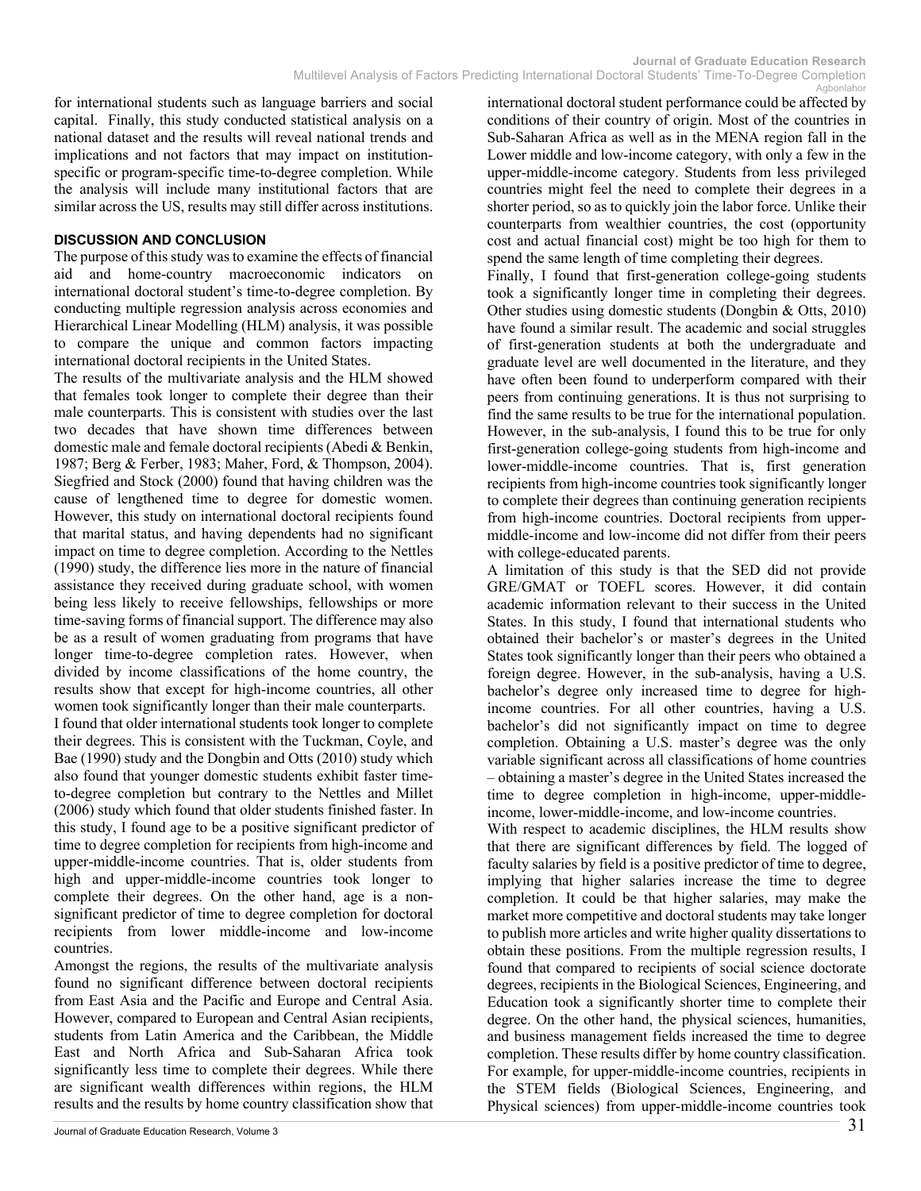for international students such as language barriers and social capital. Finally, this study conducted statistical analysis on a national dataset and the results will reveal national trends and implications and not factors that may impact on institution-specific or program-specific time-to-degree completion. While the analysis will include many institutional factors that are similar across the US, results may still differ across institutions.

## DISCUSSION AND CONCLUSION

The purpose of this study was to examine the effects of financial aid and home-country macroeconomic indicators on international doctoral student's time-to-degree completion. By conducting multiple regression analysis across economies and Hierarchical Linear Modelling (HLM) analysis, it was possible to compare the unique and common factors impacting international doctoral recipients in the United States.

The results of the multivariate analysis and the HLM showed that females took longer to complete their degree than their male counterparts. This is consistent with studies over the last two decades that have shown time differences between domestic male and female doctoral recipients (Abedi & Benkin, 1987; Berg & Ferber, 1983; Maher, Ford, & Thompson, 2004). Siegfried and Stock (2000) found that having children was the cause of lengthened time to degree for domestic women. However, this study on international doctoral recipients found that marital status, and having dependents had no significant impact on time to degree completion. According to the Nettles (1990) study, the difference lies more in the nature of financial assistance they received during graduate school, with women being less likely to receive fellowships, fellowships or more time-saving forms of financial support. The difference may also be as a result of women graduating from programs that have longer time-to-degree completion rates. However, when divided by income classifications of the home country, the results show that except for high-income countries, all other women took significantly longer than their male counterparts.

I found that older international students took longer to complete their degrees. This is consistent with the Tuckman, Coyle, and Bae (1990) study and the Dongbin and Otts (2010) study which also found that younger domestic students exhibit faster time-to-degree completion but contrary to the Nettles and Millet (2006) study which found that older students finished faster. In this study, I found age to be a positive significant predictor of time to degree completion for recipients from high-income and upper-middle-income countries. That is, older students from high and upper-middle-income countries took longer to complete their degrees. On the other hand, age is a non-significant predictor of time to degree completion for doctoral recipients from lower middle-income and low-income countries.

Amongst the regions, the results of the multivariate analysis found no significant difference between doctoral recipients from East Asia and the Pacific and Europe and Central Asia. However, compared to European and Central Asian recipients, students from Latin America and the Caribbean, the Middle East and North Africa and Sub-Saharan Africa took significantly less time to complete their degrees. While there are significant wealth differences within regions, the HLM results and the results by home country classification show that international doctoral student performance could be affected by conditions of their country of origin. Most of the countries in Sub-Saharan Africa as well as in the MENA region fall in the Lower middle and low-income category, with only a few in the upper-middle-income category. Students from less privileged countries might feel the need to complete their degrees in a shorter period, so as to quickly join the labor force. Unlike their counterparts from wealthier countries, the cost (opportunity cost and actual financial cost) might be too high for them to spend the same length of time completing their degrees.

Finally, I found that first-generation college-going students took a significantly longer time in completing their degrees. Other studies using domestic students (Dongbin & Otts, 2010) have found a similar result. The academic and social struggles of first-generation students at both the undergraduate and graduate level are well documented in the literature, and they have often been found to underperform compared with their peers from continuing generations. It is thus not surprising to find the same results to be true for the international population. However, in the sub-analysis, I found this to be true for only first-generation college-going students from high-income and lower-middle-income countries. That is, first generation recipients from high-income countries took significantly longer to complete their degrees than continuing generation recipients from high-income countries. Doctoral recipients from upper-middle-income and low-income did not differ from their peers with college-educated parents.

A limitation of this study is that the SED did not provide GRE/GMAT or TOEFL scores. However, it did contain academic information relevant to their success in the United States. In this study, I found that international students who obtained their bachelor's or master's degrees in the United States took significantly longer than their peers who obtained a foreign degree. However, in the sub-analysis, having a U.S. bachelor's degree only increased time to degree for high-income countries. For all other countries, having a U.S. bachelor's did not significantly impact on time to degree completion. Obtaining a U.S. master's degree was the only variable significant across all classifications of home countries – obtaining a master's degree in the United States increased the time to degree completion in high-income, upper-middle-income, lower-middle-income, and low-income countries.

With respect to academic disciplines, the HLM results show that there are significant differences by field. The logged of faculty salaries by field is a positive predictor of time to degree, implying that higher salaries increase the time to degree completion. It could be that higher salaries, may make the market more competitive and doctoral students may take longer to publish more articles and write higher quality dissertations to obtain these positions. From the multiple regression results, I found that compared to recipients of social science doctorate degrees, recipients in the Biological Sciences, Engineering, and Education took a significantly shorter time to complete their degree. On the other hand, the physical sciences, humanities, and business management fields increased the time to degree completion. These results differ by home country classification. For example, for upper-middle-income countries, recipients in the STEM fields (Biological Sciences, Engineering, and Physical sciences) from upper-middle-income countries took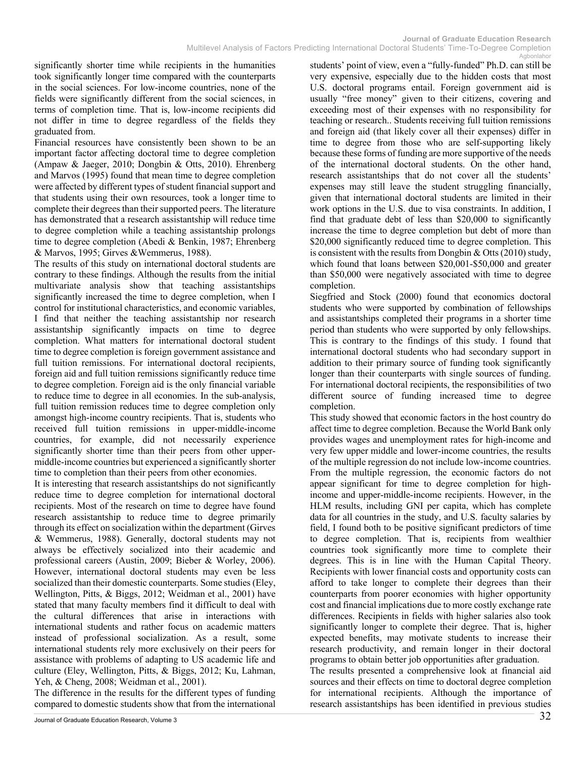significantly shorter time while recipients in the humanities took significantly longer time compared with the counterparts in the social sciences. For low-income countries, none of the fields were significantly different from the social sciences, in terms of completion time. That is, low-income recipients did not differ in time to degree regardless of the fields they graduated from.

Financial resources have consistently been shown to be an important factor affecting doctoral time to degree completion (Ampaw & Jaeger, 2010; Dongbin & Otts, 2010). Ehrenberg and Marvos (1995) found that mean time to degree completion were affected by different types of student financial support and that students using their own resources, took a longer time to complete their degrees than their supported peers. The literature has demonstrated that a research assistantship will reduce time to degree completion while a teaching assistantship prolongs time to degree completion (Abedi & Benkin, 1987; Ehrenberg & Marvos, 1995; Girves &Wemmerus, 1988).

The results of this study on international doctoral students are contrary to these findings. Although the results from the initial multivariate analysis show that teaching assistantships significantly increased the time to degree completion, when I control for institutional characteristics, and economic variables, I find that neither the teaching assistantship nor research assistantship significantly impacts on time to degree completion. What matters for international doctoral student time to degree completion is foreign government assistance and full tuition remissions. For international doctoral recipients, foreign aid and full tuition remissions significantly reduce time to degree completion. Foreign aid is the only financial variable to reduce time to degree in all economies. In the sub-analysis, full tuition remission reduces time to degree completion only amongst high-income country recipients. That is, students who received full tuition remissions in upper-middle-income countries, for example, did not necessarily experience significantly shorter time than their peers from other upper-middle-income countries but experienced a significantly shorter time to completion than their peers from other economies.

It is interesting that research assistantships do not significantly reduce time to degree completion for international doctoral recipients. Most of the research on time to degree have found research assistantship to reduce time to degree primarily through its effect on socialization within the department (Girves & Wemmerus, 1988). Generally, doctoral students may not always be effectively socialized into their academic and professional careers (Austin, 2009; Bieber & Worley, 2006). However, international doctoral students may even be less socialized than their domestic counterparts. Some studies (Eley, Wellington, Pitts, & Biggs, 2012; Weidman et al., 2001) have stated that many faculty members find it difficult to deal with the cultural differences that arise in interactions with international students and rather focus on academic matters instead of professional socialization. As a result, some international students rely more exclusively on their peers for assistance with problems of adapting to US academic life and culture (Eley, Wellington, Pitts, & Biggs, 2012; Ku, Lahman, Yeh, & Cheng, 2008; Weidman et al., 2001).

The difference in the results for the different types of funding compared to domestic students show that from the international students' point of view, even a "fully-funded" Ph.D. can still be very expensive, especially due to the hidden costs that most U.S. doctoral programs entail. Foreign government aid is usually "free money" given to their citizens, covering and exceeding most of their expenses with no responsibility for teaching or research.. Students receiving full tuition remissions and foreign aid (that likely cover all their expenses) differ in time to degree from those who are self-supporting likely because these forms of funding are more supportive of the needs of the international doctoral students. On the other hand, research assistantships that do not cover all the students' expenses may still leave the student struggling financially, given that international doctoral students are limited in their work options in the U.S. due to visa constraints. In addition, I find that graduate debt of less than $20,000 to significantly increase the time to degree completion but debt of more than $20,000 significantly reduced time to degree completion. This is consistent with the results from Dongbin & Otts (2010) study, which found that loans between $20,001-$50,000 and greater than $50,000 were negatively associated with time to degree completion.

Siegfried and Stock (2000) found that economics doctoral students who were supported by combination of fellowships and assistantships completed their programs in a shorter time period than students who were supported by only fellowships. This is contrary to the findings of this study. I found that international doctoral students who had secondary support in addition to their primary source of funding took significantly longer than their counterparts with single sources of funding. For international doctoral recipients, the responsibilities of two different source of funding increased time to degree completion.

This study showed that economic factors in the host country do affect time to degree completion. Because the World Bank only provides wages and unemployment rates for high-income and very few upper middle and lower-income countries, the results of the multiple regression do not include low-income countries. From the multiple regression, the economic factors do not appear significant for time to degree completion for high-income and upper-middle-income recipients. However, in the HLM results, including GNI per capita, which has complete data for all countries in the study, and U.S. faculty salaries by field, I found both to be positive significant predictors of time to degree completion. That is, recipients from wealthier countries took significantly more time to complete their degrees. This is in line with the Human Capital Theory. Recipients with lower financial costs and opportunity costs can afford to take longer to complete their degrees than their counterparts from poorer economies with higher opportunity cost and financial implications due to more costly exchange rate differences. Recipients in fields with higher salaries also took significantly longer to complete their degree. That is, higher expected benefits, may motivate students to increase their research productivity, and remain longer in their doctoral programs to obtain better job opportunities after graduation.

The results presented a comprehensive look at financial aid sources and their effects on time to doctoral degree completion for international recipients. Although the importance of research assistantships has been identified in previous studies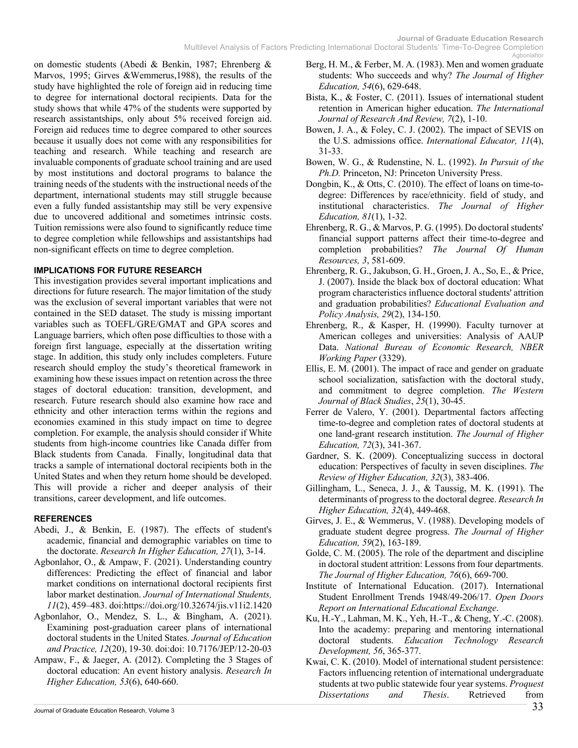on domestic students (Abedi & Benkin, 1987; Ehrenberg & Marvos, 1995; Girves &Wemmerus,1988), the results of the study have highlighted the role of foreign aid in reducing time to degree for international doctoral recipients. Data for the study shows that while 47% of the students were supported by research assistantships, only about 5% received foreign aid. Foreign aid reduces time to degree compared to other sources because it usually does not come with any responsibilities for teaching and research. While teaching and research are invaluable components of graduate school training and are used by most institutions and doctoral programs to balance the training needs of the students with the instructional needs of the department, international students may still struggle because even a fully funded assistantship may still be very expensive due to uncovered additional and sometimes intrinsic costs. Tuition remissions were also found to significantly reduce time to degree completion while fellowships and assistantships had non-significant effects on time to degree completion.

## IMPLICATIONS FOR FUTURE RESEARCH

This investigation provides several important implications and directions for future research. The major limitation of the study was the exclusion of several important variables that were not contained in the SED dataset. The study is missing important variables such as TOEFL/GRE/GMAT and GPA scores and Language barriers, which often pose difficulties to those with a foreign first language, especially at the dissertation writing stage. In addition, this study only includes completers. Future research should employ the study's theoretical framework in examining how these issues impact on retention across the three stages of doctoral education: transition, development, and research. Future research should also examine how race and ethnicity and other interaction terms within the regions and economies examined in this study impact on time to degree completion. For example, the analysis should consider if White students from high-income countries like Canada differ from Black students from Canada. Finally, longitudinal data that tracks a sample of international doctoral recipients both in the United States and when they return home should be developed. This will provide a richer and deeper analysis of their transitions, career development, and life outcomes.

## REFERENCES

Abedi, J., & Benkin, E. (1987). The effects of student's academic, financial and demographic variables on time to the doctorate. *Research In Higher Education, 27*(1), 3-14.

Agbonlahor, O., & Ampaw, F. (2021). Understanding country differences: Predicting the effect of financial and labor market conditions on international doctoral recipients first labor market destination. *Journal of International Students, 11*(2), 459–483. doi:https://doi.org/10.32674/jis.v11i2.1420

Agbonlahor, O., Mendez, S. L., & Bingham, A. (2021). Examining post-graduation career plans of international doctoral students in the United States. *Journal of Education and Practice, 12*(20), 19-30. doi:doi: 10.7176/JEP/12-20-03

Ampaw, F., & Jaeger, A. (2012). Completing the 3 Stages of doctoral education: An event history analysis. *Research In Higher Education, 53*(6), 640-660.

Berg, H. M., & Ferber, M. A. (1983). Men and women graduate students: Who succeeds and why? *The Journal of Higher Education, 54*(6), 629-648.

Bista, K., & Foster, C. (2011). Issues of international student retention in American higher education. *The International Journal of Research And Review, 7*(2), 1-10.

Bowen, J. A., & Foley, C. J. (2002). The impact of SEVIS on the U.S. admissions office. *International Educator, 11*(4), 31-33.

Bowen, W. G., & Rudenstine, N. L. (1992). *In Pursuit of the Ph.D.* Princeton, NJ: Princeton University Press.

Dongbin, K., & Otts, C. (2010). The effect of loans on time-to-degree: Differences by race/ethnicity. field of study, and institutional characteristics. *The Journal of Higher Education, 81*(1), 1-32.

Ehrenberg, R. G., & Marvos, P. G. (1995). Do doctoral students' financial support patterns affect their time-to-degree and completion probabilities? *The Journal Of Human Resources, 3*, 581-609.

Ehrenberg, R. G., Jakubson, G. H., Groen, J. A., So, E., & Price, J. (2007). Inside the black box of doctoral education: What program characteristics influence doctoral students' attrition and graduation probabilities? *Educational Evaluation and Policy Analysis, 29*(2), 134-150.

Ehrenberg, R., & Kasper, H. (19990). Faculty turnover at American colleges and universities: Analysis of AAUP Data. *National Bureau of Economic Research, NBER Working Paper* (3329).

Ellis, E. M. (2001). The impact of race and gender on graduate school socialization, satisfaction with the doctoral study, and commitment to degree completion. *The Western Journal of Black Studies*, *25*(1), 30-45.

Ferrer de Valero, Y. (2001). Departmental factors affecting time-to-degree and completion rates of doctoral students at one land-grant research institution. *The Journal of Higher Education, 72*(3), 341-367.

Gardner, S. K. (2009). Conceptualizing success in doctoral education: Perspectives of faculty in seven disciplines. *The Review of Higher Education, 32*(3), 383-406.

Gillingham, L., Seneca, J. J., & Taussig, M. K. (1991). The determinants of progress to the doctoral degree. *Research In Higher Education, 32*(4), 449-468.

Girves, J. E., & Wemmerus, V. (1988). Developing models of graduate student degree progress. *The Journal of Higher Education, 59*(2), 163-189.

Golde, C. M. (2005). The role of the department and discipline in doctoral student attrition: Lessons from four departments. *The Journal of Higher Education, 76*(6), 669-700.

Institute of International Education. (2017). International Student Enrollment Trends 1948/49-206/17. *Open Doors Report on International Educational Exchange*.

Ku, H.-Y., Lahman, M. K., Yeh, H.-T., & Cheng, Y.-C. (2008). Into the academy: preparing and mentoring international doctoral students. *Education Technology Research Development, 56*, 365-377.

Kwai, C. K. (2010). Model of international student persistence: Factors influencing retention of international undergraduate students at two public statewide four year systems. *Proquest Dissertations and Thesis*. Retrieved from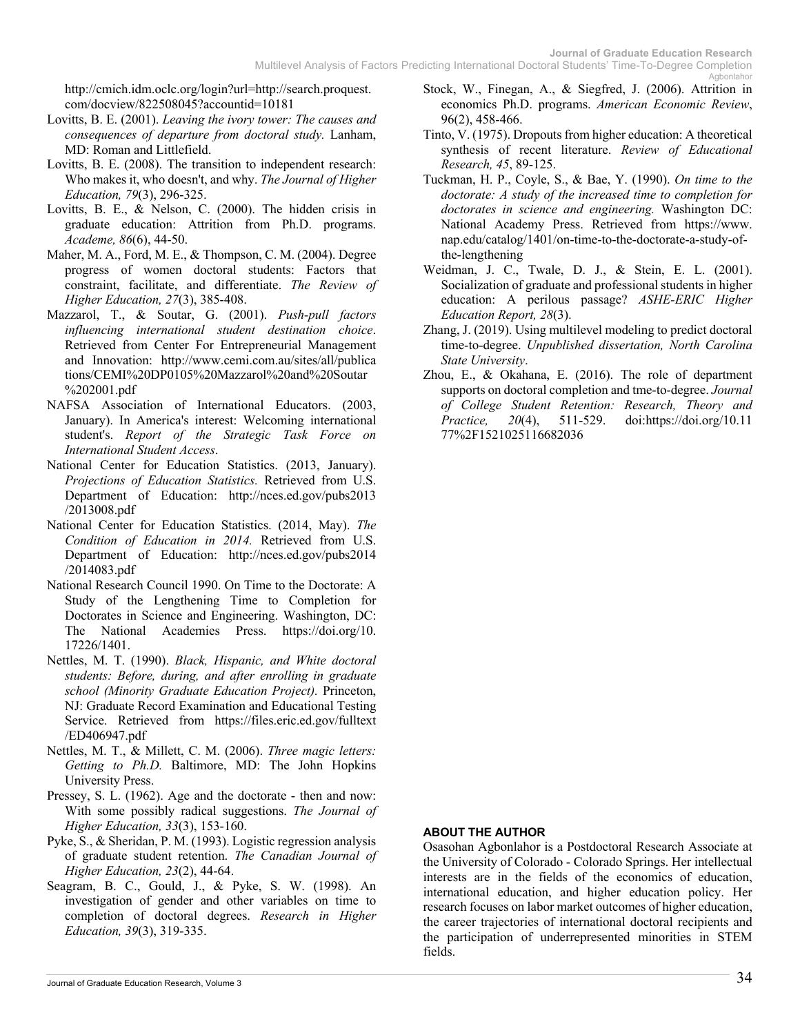http://cmich.idm.oclc.org/login?url=http://search.proquest.com/docview/822508045?accountid=10181

Lovitts, B. E. (2001). *Leaving the ivory tower: The causes and consequences of departure from doctoral study.* Lanham, MD: Roman and Littlefield.

Lovitts, B. E. (2008). The transition to independent research: Who makes it, who doesn't, and why. *The Journal of Higher Education, 79*(3), 296-325.

Lovitts, B. E., & Nelson, C. (2000). The hidden crisis in graduate education: Attrition from Ph.D. programs. *Academe, 86*(6), 44-50.

Maher, M. A., Ford, M. E., & Thompson, C. M. (2004). Degree progress of women doctoral students: Factors that constraint, facilitate, and differentiate. *The Review of Higher Education, 27*(3), 385-408.

Mazzarol, T., & Soutar, G. (2001). *Push-pull factors influencing international student destination choice*. Retrieved from Center For Entrepreneurial Management and Innovation: http://www.cemi.com.au/sites/all/publications/CEMI%20DP0105%20Mazzarol%20and%20Soutar%202001.pdf

NAFSA Association of International Educators. (2003, January). In America's interest: Welcoming international student's. *Report of the Strategic Task Force on International Student Access*.

National Center for Education Statistics. (2013, January). *Projections of Education Statistics.* Retrieved from U.S. Department of Education: http://nces.ed.gov/pubs2013/2013008.pdf

National Center for Education Statistics. (2014, May). *The Condition of Education in 2014.* Retrieved from U.S. Department of Education: http://nces.ed.gov/pubs2014/2014083.pdf

National Research Council 1990. On Time to the Doctorate: A Study of the Lengthening Time to Completion for Doctorates in Science and Engineering. Washington, DC: The National Academies Press. https://doi.org/10.17226/1401.

Nettles, M. T. (1990). *Black, Hispanic, and White doctoral students: Before, during, and after enrolling in graduate school (Minority Graduate Education Project).* Princeton, NJ: Graduate Record Examination and Educational Testing Service. Retrieved from https://files.eric.ed.gov/fulltext/ED406947.pdf

Nettles, M. T., & Millett, C. M. (2006). *Three magic letters: Getting to Ph.D.* Baltimore, MD: The John Hopkins University Press.

Pressey, S. L. (1962). Age and the doctorate - then and now: With some possibly radical suggestions. *The Journal of Higher Education, 33*(3), 153-160.

Pyke, S., & Sheridan, P. M. (1993). Logistic regression analysis of graduate student retention. *The Canadian Journal of Higher Education, 23*(2), 44-64.

Seagram, B. C., Gould, J., & Pyke, S. W. (1998). An investigation of gender and other variables on time to completion of doctoral degrees. *Research in Higher Education, 39*(3), 319-335.

Stock, W., Finegan, A., & Siegfred, J. (2006). Attrition in economics Ph.D. programs. *American Economic Review*, 96(2), 458-466.

Tinto, V. (1975). Dropouts from higher education: A theoretical synthesis of recent literature. *Review of Educational Research, 45*, 89-125.

Tuckman, H. P., Coyle, S., & Bae, Y. (1990). *On time to the doctorate: A study of the increased time to completion for doctorates in science and engineering.* Washington DC: National Academy Press. Retrieved from https://www.nap.edu/catalog/1401/on-time-to-the-doctorate-a-study-of-the-lengthening

Weidman, J. C., Twale, D. J., & Stein, E. L. (2001). Socialization of graduate and professional students in higher education: A perilous passage? *ASHE-ERIC Higher Education Report, 28*(3).

Zhang, J. (2019). Using multilevel modeling to predict doctoral time-to-degree. *Unpublished dissertation, North Carolina State University*.

Zhou, E., & Okahana, E. (2016). The role of department supports on doctoral completion and tme-to-degree. *Journal of College Student Retention: Research, Theory and Practice, 20*(4), 511-529. doi:https://doi.org/10.1177%2F1521025116682036

## ABOUT THE AUTHOR

Osasohan Agbonlahor is a Postdoctoral Research Associate at the University of Colorado - Colorado Springs. Her intellectual interests are in the fields of the economics of education, international education, and higher education policy. Her research focuses on labor market outcomes of higher education, the career trajectories of international doctoral recipients and the participation of underrepresented minorities in STEM fields.